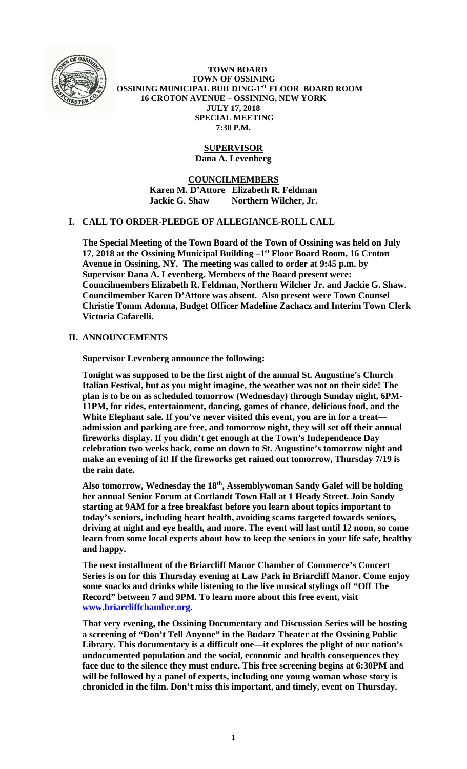**TOWN BOARD**
**TOWN OF OSSINING**
**OSSINING MUNICIPAL BUILDING-1ST FLOOR BOARD ROOM**
**16 CROTON AVENUE – OSSINING, NEW YORK**
**JULY 17, 2018**
**SPECIAL MEETING**
**7:30 P.M.**

**SUPERVISOR**
**Dana A. Levenberg**

**COUNCILMEMBERS**
**Karen M. D'Attore Elizabeth R. Feldman**
**Jackie G. Shaw Northern Wilcher, Jr.**

## I. CALL TO ORDER-PLEDGE OF ALLEGIANCE-ROLL CALL

**The Special Meeting of the Town Board of the Town of Ossining was held on July 17, 2018 at the Ossining Municipal Building –1st Floor Board Room, 16 Croton Avenue in Ossining, NY. The meeting was called to order at 9:45 p.m. by Supervisor Dana A. Levenberg. Members of the Board present were: Councilmembers Elizabeth R. Feldman, Northern Wilcher Jr. and Jackie G. Shaw. Councilmember Karen D'Attore was absent. Also present were Town Counsel Christie Tomm Adonna, Budget Officer Madeline Zachacz and Interim Town Clerk Victoria Cafarelli.**

## II. ANNOUNCEMENTS

**Supervisor Levenberg announce the following:**

**Tonight was supposed to be the first night of the annual St. Augustine's Church Italian Festival, but as you might imagine, the weather was not on their side! The plan is to be on as scheduled tomorrow (Wednesday) through Sunday night, 6PM-11PM, for rides, entertainment, dancing, games of chance, delicious food, and the White Elephant sale. If you've never visited this event, you are in for a treat—admission and parking are free, and tomorrow night, they will set off their annual fireworks display. If you didn't get enough at the Town's Independence Day celebration two weeks back, come on down to St. Augustine's tomorrow night and make an evening of it! If the fireworks get rained out tomorrow, Thursday 7/19 is the rain date.**

**Also tomorrow, Wednesday the 18th, Assemblywoman Sandy Galef will be holding her annual Senior Forum at Cortlandt Town Hall at 1 Heady Street. Join Sandy starting at 9AM for a free breakfast before you learn about topics important to today's seniors, including heart health, avoiding scams targeted towards seniors, driving at night and eye health, and more. The event will last until 12 noon, so come learn from some local experts about how to keep the seniors in your life safe, healthy and happy.**

**The next installment of the Briarcliff Manor Chamber of Commerce's Concert Series is on for this Thursday evening at Law Park in Briarcliff Manor. Come enjoy some snacks and drinks while listening to the live musical stylings off "Off The Record" between 7 and 9PM. To learn more about this free event, visit [www.briarcliffchamber.org](www.briarcliffchamber.org).**

**That very evening, the Ossining Documentary and Discussion Series will be hosting a screening of "Don't Tell Anyone" in the Budarz Theater at the Ossining Public Library. This documentary is a difficult one—it explores the plight of our nation's undocumented population and the social, economic and health consequences they face due to the silence they must endure. This free screening begins at 6:30PM and will be followed by a panel of experts, including one young woman whose story is chronicled in the film. Don't miss this important, and timely, event on Thursday.**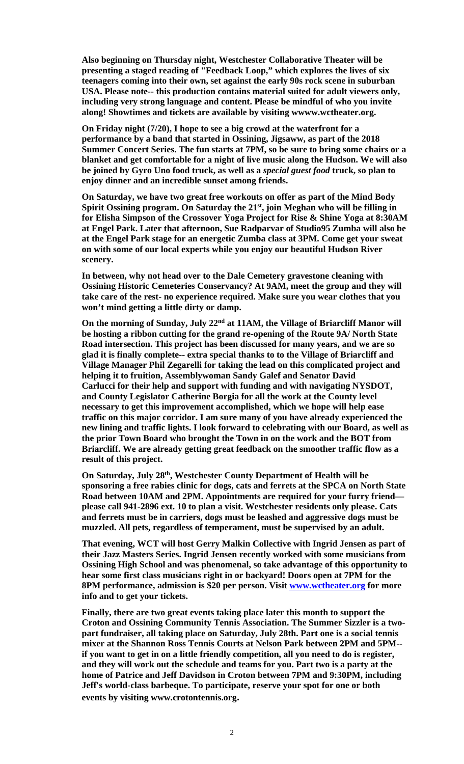**Also beginning on Thursday night, Westchester Collaborative Theater will be presenting a staged reading of "Feedback Loop," which explores the lives of six teenagers coming into their own, set against the early 90s rock scene in suburban USA. Please note-- this production contains material suited for adult viewers only, including very strong language and content. Please be mindful of who you invite along! Showtimes and tickets are available by visiting wwww.wctheater.org.**

**On Friday night (7/20), I hope to see a big crowd at the waterfront for a performance by a band that started in Ossining, Jigsaww, as part of the 2018 Summer Concert Series. The fun starts at 7PM, so be sure to bring some chairs or a blanket and get comfortable for a night of live music along the Hudson. We will also be joined by Gyro Uno food truck, as well as a *special guest food* truck, so plan to enjoy dinner and an incredible sunset among friends.**

**On Saturday, we have two great free workouts on offer as part of the Mind Body Spirit Ossining program. On Saturday the 21st, join Meghan who will be filling in for Elisha Simpson of the Crossover Yoga Project for Rise & Shine Yoga at 8:30AM at Engel Park. Later that afternoon, Sue Radparvar of Studio95 Zumba will also be at the Engel Park stage for an energetic Zumba class at 3PM. Come get your sweat on with some of our local experts while you enjoy our beautiful Hudson River scenery.**

**In between, why not head over to the Dale Cemetery gravestone cleaning with Ossining Historic Cemeteries Conservancy? At 9AM, meet the group and they will take care of the rest- no experience required. Make sure you wear clothes that you won't mind getting a little dirty or damp.**

**On the morning of Sunday, July 22nd at 11AM, the Village of Briarcliff Manor will be hosting a ribbon cutting for the grand re-opening of the Route 9A/ North State Road intersection. This project has been discussed for many years, and we are so glad it is finally complete-- extra special thanks to to the Village of Briarcliff and Village Manager Phil Zegarelli for taking the lead on this complicated project and helping it to fruition, Assemblywoman Sandy Galef and Senator David Carlucci for their help and support with funding and with navigating NYSDOT, and County Legislator Catherine Borgia for all the work at the County level necessary to get this improvement accomplished, which we hope will help ease traffic on this major corridor. I am sure many of you have already experienced the new lining and traffic lights. I look forward to celebrating with our Board, as well as the prior Town Board who brought the Town in on the work and the BOT from Briarcliff. We are already getting great feedback on the smoother traffic flow as a result of this project.**

**On Saturday, July 28th, Westchester County Department of Health will be sponsoring a free rabies clinic for dogs, cats and ferrets at the SPCA on North State Road between 10AM and 2PM. Appointments are required for your furry friend— please call 941-2896 ext. 10 to plan a visit. Westchester residents only please. Cats and ferrets must be in carriers, dogs must be leashed and aggressive dogs must be muzzled. All pets, regardless of temperament, must be supervised by an adult.**

**That evening, WCT will host Gerry Malkin Collective with Ingrid Jensen as part of their Jazz Masters Series. Ingrid Jensen recently worked with some musicians from Ossining High School and was phenomenal, so take advantage of this opportunity to hear some first class musicians right in or backyard! Doors open at 7PM for the 8PM performance, admission is $20 per person. Visit [www.wctheater.org](www.wctheater.org) for more info and to get your tickets.**

**Finally, there are two great events taking place later this month to support the Croton and Ossining Community Tennis Association. The Summer Sizzler is a two-part fundraiser, all taking place on Saturday, July 28th. Part one is a social tennis mixer at the Shannon Ross Tennis Courts at Nelson Park between 2PM and 5PM-- if you want to get in on a little friendly competition, all you need to do is register, and they will work out the schedule and teams for you. Part two is a party at the home of Patrice and Jeff Davidson in Croton between 7PM and 9:30PM, including Jeff's world-class barbeque. To participate, reserve your spot for one or both events by visiting www.crotontennis.org.**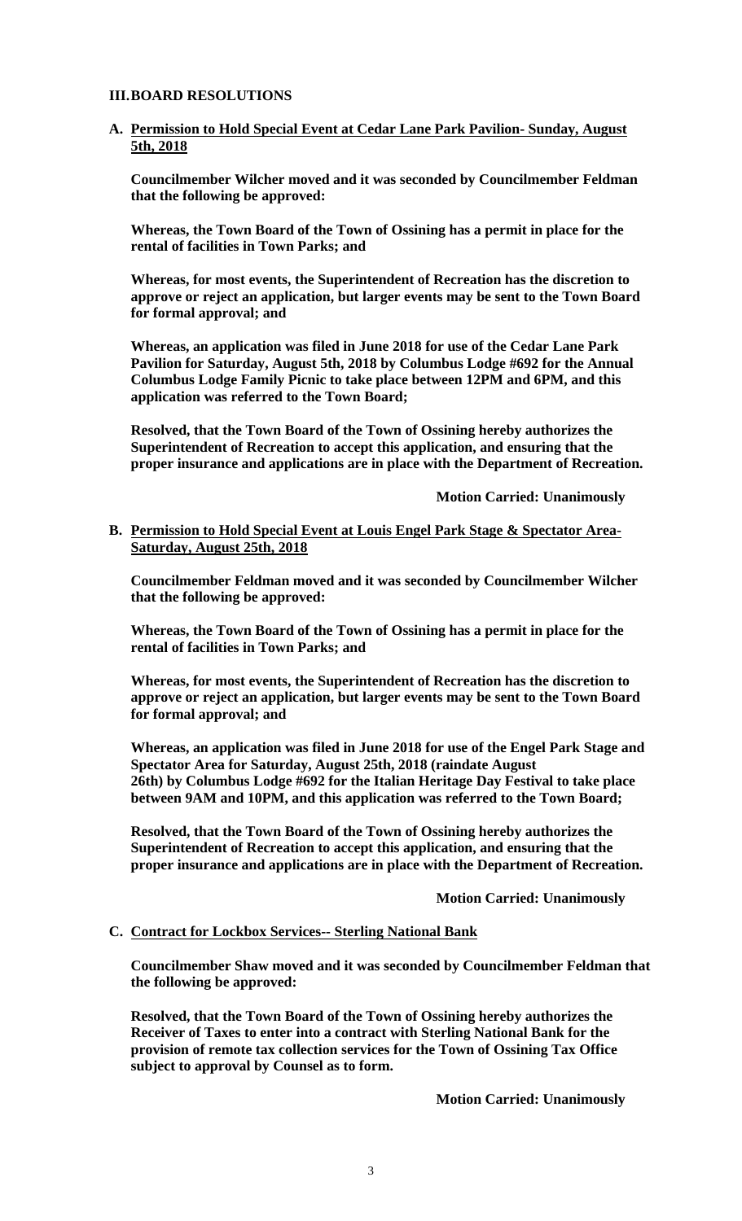## III. BOARD RESOLUTIONS

### A. Permission to Hold Special Event at Cedar Lane Park Pavilion- Sunday, August 5th, 2018

**Councilmember Wilcher moved and it was seconded by Councilmember Feldman that the following be approved:**

**Whereas, the Town Board of the Town of Ossining has a permit in place for the rental of facilities in Town Parks; and**

**Whereas, for most events, the Superintendent of Recreation has the discretion to approve or reject an application, but larger events may be sent to the Town Board for formal approval; and**

**Whereas, an application was filed in June 2018 for use of the Cedar Lane Park Pavilion for Saturday, August 5th, 2018 by Columbus Lodge #692 for the Annual Columbus Lodge Family Picnic to take place between 12PM and 6PM, and this application was referred to the Town Board;**

**Resolved, that the Town Board of the Town of Ossining hereby authorizes the Superintendent of Recreation to accept this application, and ensuring that the proper insurance and applications are in place with the Department of Recreation.**

**Motion Carried: Unanimously**

### B. Permission to Hold Special Event at Louis Engel Park Stage & Spectator Area- Saturday, August 25th, 2018

**Councilmember Feldman moved and it was seconded by Councilmember Wilcher that the following be approved:**

**Whereas, the Town Board of the Town of Ossining has a permit in place for the rental of facilities in Town Parks; and**

**Whereas, for most events, the Superintendent of Recreation has the discretion to approve or reject an application, but larger events may be sent to the Town Board for formal approval; and**

**Whereas, an application was filed in June 2018 for use of the Engel Park Stage and Spectator Area for Saturday, August 25th, 2018 (raindate August 26th) by Columbus Lodge #692 for the Italian Heritage Day Festival to take place between 9AM and 10PM, and this application was referred to the Town Board;**

**Resolved, that the Town Board of the Town of Ossining hereby authorizes the Superintendent of Recreation to accept this application, and ensuring that the proper insurance and applications are in place with the Department of Recreation.**

**Motion Carried: Unanimously**

### C. Contract for Lockbox Services-- Sterling National Bank

**Councilmember Shaw moved and it was seconded by Councilmember Feldman that the following be approved:**

**Resolved, that the Town Board of the Town of Ossining hereby authorizes the Receiver of Taxes to enter into a contract with Sterling National Bank for the provision of remote tax collection services for the Town of Ossining Tax Office subject to approval by Counsel as to form.**

**Motion Carried: Unanimously**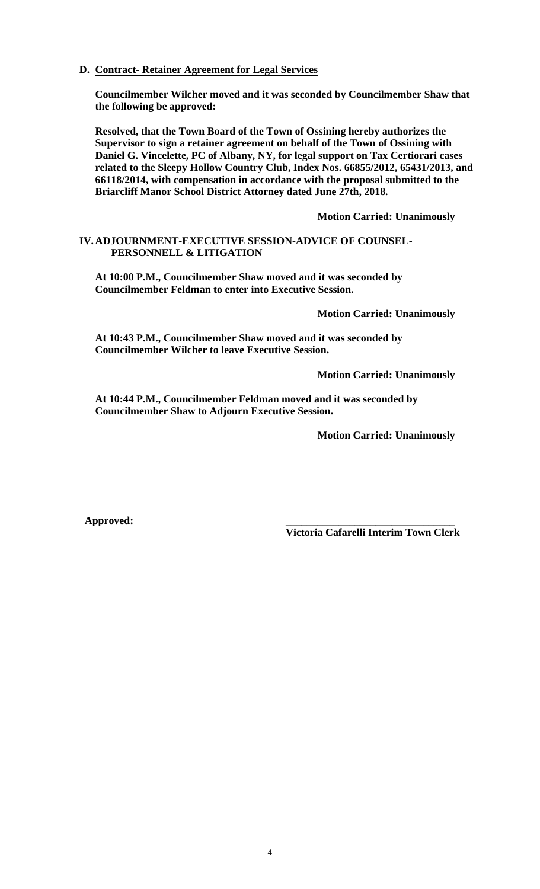**D. Contract- Retainer Agreement for Legal Services**

**Councilmember Wilcher moved and it was seconded by Councilmember Shaw that the following be approved:**

**Resolved, that the Town Board of the Town of Ossining hereby authorizes the Supervisor to sign a retainer agreement on behalf of the Town of Ossining with Daniel G. Vincelette, PC of Albany, NY, for legal support on Tax Certiorari cases related to the Sleepy Hollow Country Club, Index Nos. 66855/2012, 65431/2013, and 66118/2014, with compensation in accordance with the proposal submitted to the Briarcliff Manor School District Attorney dated June 27th, 2018.**

**Motion Carried: Unanimously**

## IV. ADJOURNMENT-EXECUTIVE SESSION-ADVICE OF COUNSEL-PERSONNELL & LITIGATION

**At 10:00 P.M., Councilmember Shaw moved and it was seconded by Councilmember Feldman to enter into Executive Session.**

**Motion Carried: Unanimously**

**At 10:43 P.M., Councilmember Shaw moved and it was seconded by Councilmember Wilcher to leave Executive Session.**

**Motion Carried: Unanimously**

**At 10:44 P.M., Councilmember Feldman moved and it was seconded by Councilmember Shaw to Adjourn Executive Session.**

**Motion Carried: Unanimously**

**Approved:** _______________________________

**Victoria Cafarelli Interim Town Clerk**